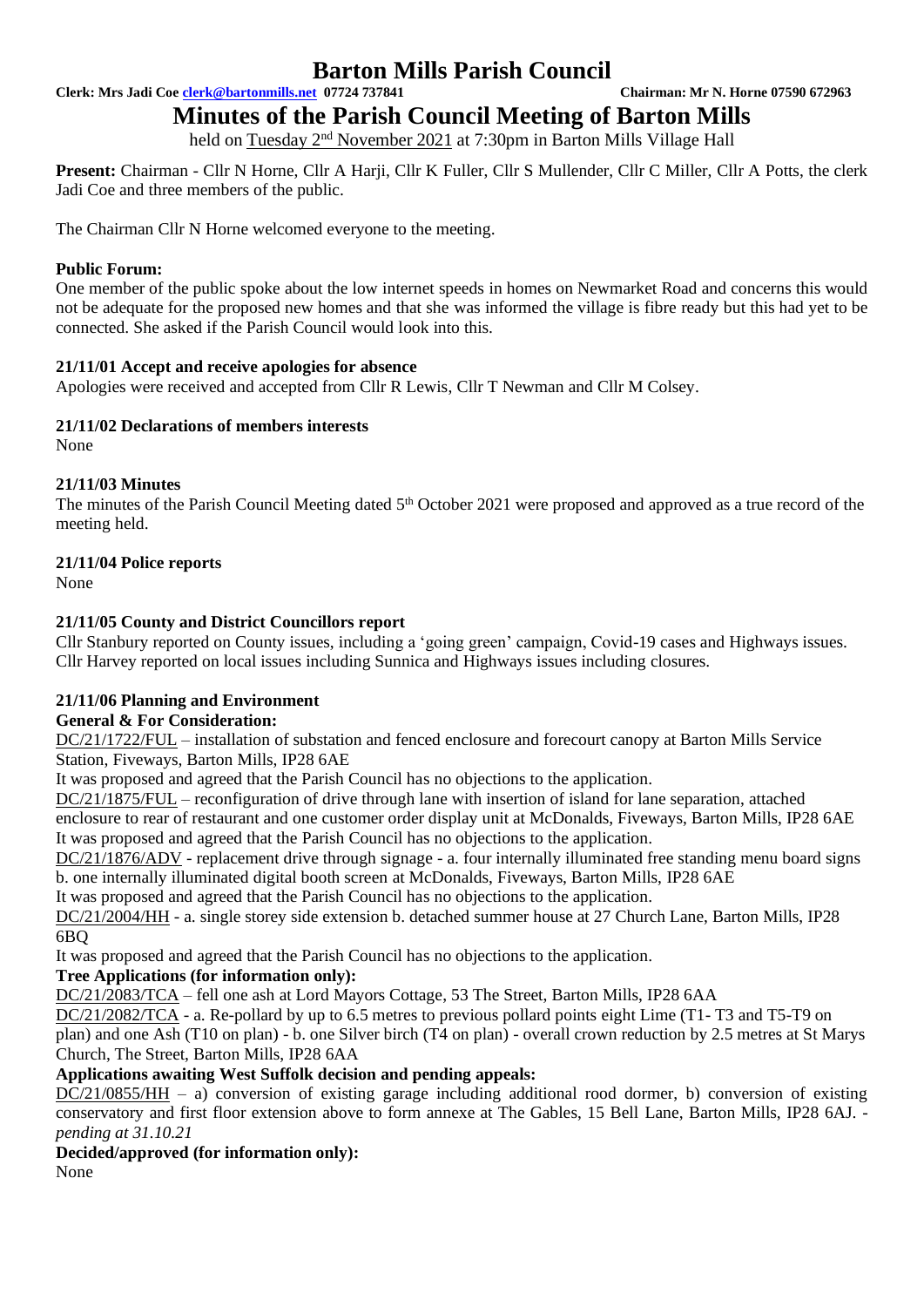# Barton Mills Parish Council

**Clerk: Mrs Jadi Coe clerk@bartonmills.net 07724 737841** **Chairman: Mr N. Horne 07590 672963**

## Minutes of the Parish Council Meeting of Barton Mills

held on Tuesday 2nd November 2021 at 7:30pm in Barton Mills Village Hall

**Present:** Chairman - Cllr N Horne, Cllr A Harji, Cllr K Fuller, Cllr S Mullender, Cllr C Miller, Cllr A Potts, the clerk Jadi Coe and three members of the public.

The Chairman Cllr N Horne welcomed everyone to the meeting.

### Public Forum:

One member of the public spoke about the low internet speeds in homes on Newmarket Road and concerns this would not be adequate for the proposed new homes and that she was informed the village is fibre ready but this had yet to be connected. She asked if the Parish Council would look into this.

### 21/11/01 Accept and receive apologies for absence

Apologies were received and accepted from Cllr R Lewis, Cllr T Newman and Cllr M Colsey.

### 21/11/02 Declarations of members interests

None

### 21/11/03 Minutes

The minutes of the Parish Council Meeting dated 5th October 2021 were proposed and approved as a true record of the meeting held.

### 21/11/04 Police reports

None

### 21/11/05 County and District Councillors report

Cllr Stanbury reported on County issues, including a 'going green' campaign, Covid-19 cases and Highways issues. Cllr Harvey reported on local issues including Sunnica and Highways issues including closures.

### 21/11/06 Planning and Environment

**General & For Consideration:**

DC/21/1722/FUL – installation of substation and fenced enclosure and forecourt canopy at Barton Mills Service Station, Fiveways, Barton Mills, IP28 6AE

It was proposed and agreed that the Parish Council has no objections to the application.

DC/21/1875/FUL – reconfiguration of drive through lane with insertion of island for lane separation, attached enclosure to rear of restaurant and one customer order display unit at McDonalds, Fiveways, Barton Mills, IP28 6AE

It was proposed and agreed that the Parish Council has no objections to the application.

DC/21/1876/ADV - replacement drive through signage - a. four internally illuminated free standing menu board signs b. one internally illuminated digital booth screen at McDonalds, Fiveways, Barton Mills, IP28 6AE

It was proposed and agreed that the Parish Council has no objections to the application.

DC/21/2004/HH - a. single storey side extension b. detached summer house at 27 Church Lane, Barton Mills, IP28 6BQ

It was proposed and agreed that the Parish Council has no objections to the application.

**Tree Applications (for information only):**

DC/21/2083/TCA – fell one ash at Lord Mayors Cottage, 53 The Street, Barton Mills, IP28 6AA

DC/21/2082/TCA - a. Re-pollard by up to 6.5 metres to previous pollard points eight Lime (T1- T3 and T5-T9 on plan) and one Ash (T10 on plan) - b. one Silver birch (T4 on plan) - overall crown reduction by 2.5 metres at St Marys Church, The Street, Barton Mills, IP28 6AA

**Applications awaiting West Suffolk decision and pending appeals:**

DC/21/0855/HH – a) conversion of existing garage including additional rood dormer, b) conversion of existing conservatory and first floor extension above to form annexe at The Gables, 15 Bell Lane, Barton Mills, IP28 6AJ. - *pending at 31.10.21*

**Decided/approved (for information only):**

None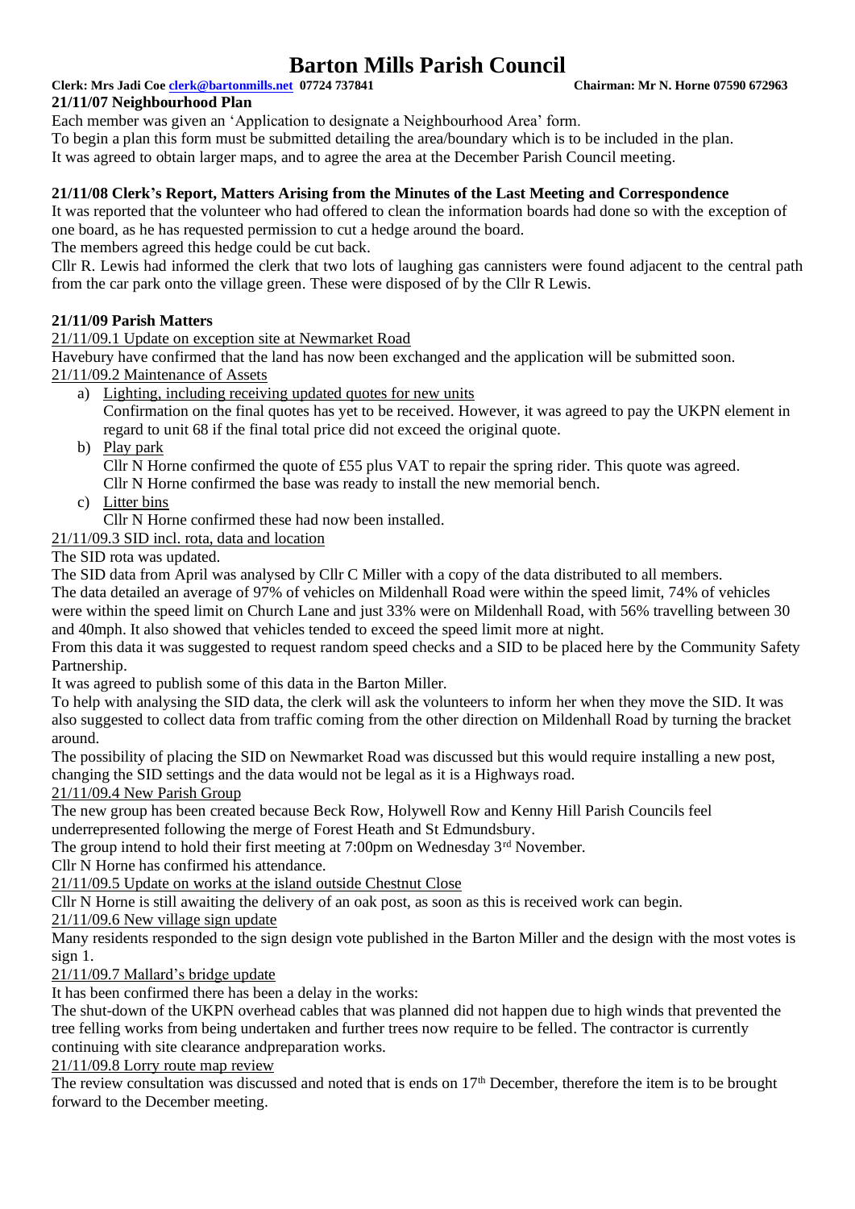# Barton Mills Parish Council

**Clerk: Mrs Jadi Coe clerk@bartonmills.net 07724 737841 Chairman: Mr N. Horne 07590 672963**

**21/11/07 Neighbourhood Plan**

Each member was given an 'Application to designate a Neighbourhood Area' form.

To begin a plan this form must be submitted detailing the area/boundary which is to be included in the plan.

It was agreed to obtain larger maps, and to agree the area at the December Parish Council meeting.

**21/11/08 Clerk's Report, Matters Arising from the Minutes of the Last Meeting and Correspondence**

It was reported that the volunteer who had offered to clean the information boards had done so with the exception of one board, as he has requested permission to cut a hedge around the board.

The members agreed this hedge could be cut back.

Cllr R. Lewis had informed the clerk that two lots of laughing gas cannisters were found adjacent to the central path from the car park onto the village green. These were disposed of by the Cllr R Lewis.

**21/11/09 Parish Matters**

21/11/09.1 Update on exception site at Newmarket Road

Havebury have confirmed that the land has now been exchanged and the application will be submitted soon.

21/11/09.2 Maintenance of Assets

a) Lighting, including receiving updated quotes for new units
   Confirmation on the final quotes has yet to be received. However, it was agreed to pay the UKPN element in regard to unit 68 if the final total price did not exceed the original quote.
b) Play park
   Cllr N Horne confirmed the quote of £55 plus VAT to repair the spring rider. This quote was agreed.
   Cllr N Horne confirmed the base was ready to install the new memorial bench.
c) Litter bins
   Cllr N Horne confirmed these had now been installed.

21/11/09.3 SID incl. rota, data and location

The SID rota was updated.

The SID data from April was analysed by Cllr C Miller with a copy of the data distributed to all members.

The data detailed an average of 97% of vehicles on Mildenhall Road were within the speed limit, 74% of vehicles were within the speed limit on Church Lane and just 33% were on Mildenhall Road, with 56% travelling between 30 and 40mph. It also showed that vehicles tended to exceed the speed limit more at night.

From this data it was suggested to request random speed checks and a SID to be placed here by the Community Safety Partnership.

It was agreed to publish some of this data in the Barton Miller.

To help with analysing the SID data, the clerk will ask the volunteers to inform her when they move the SID. It was also suggested to collect data from traffic coming from the other direction on Mildenhall Road by turning the bracket around.

The possibility of placing the SID on Newmarket Road was discussed but this would require installing a new post, changing the SID settings and the data would not be legal as it is a Highways road.

21/11/09.4 New Parish Group

The new group has been created because Beck Row, Holywell Row and Kenny Hill Parish Councils feel underrepresented following the merge of Forest Heath and St Edmundsbury.

The group intend to hold their first meeting at 7:00pm on Wednesday 3rd November.

Cllr N Horne has confirmed his attendance.

21/11/09.5 Update on works at the island outside Chestnut Close

Cllr N Horne is still awaiting the delivery of an oak post, as soon as this is received work can begin.

21/11/09.6 New village sign update

Many residents responded to the sign design vote published in the Barton Miller and the design with the most votes is sign 1.

21/11/09.7 Mallard's bridge update

It has been confirmed there has been a delay in the works:

The shut-down of the UKPN overhead cables that was planned did not happen due to high winds that prevented the tree felling works from being undertaken and further trees now require to be felled. The contractor is currently continuing with site clearance andpreparation works.

21/11/09.8 Lorry route map review

The review consultation was discussed and noted that is ends on 17th December, therefore the item is to be brought forward to the December meeting.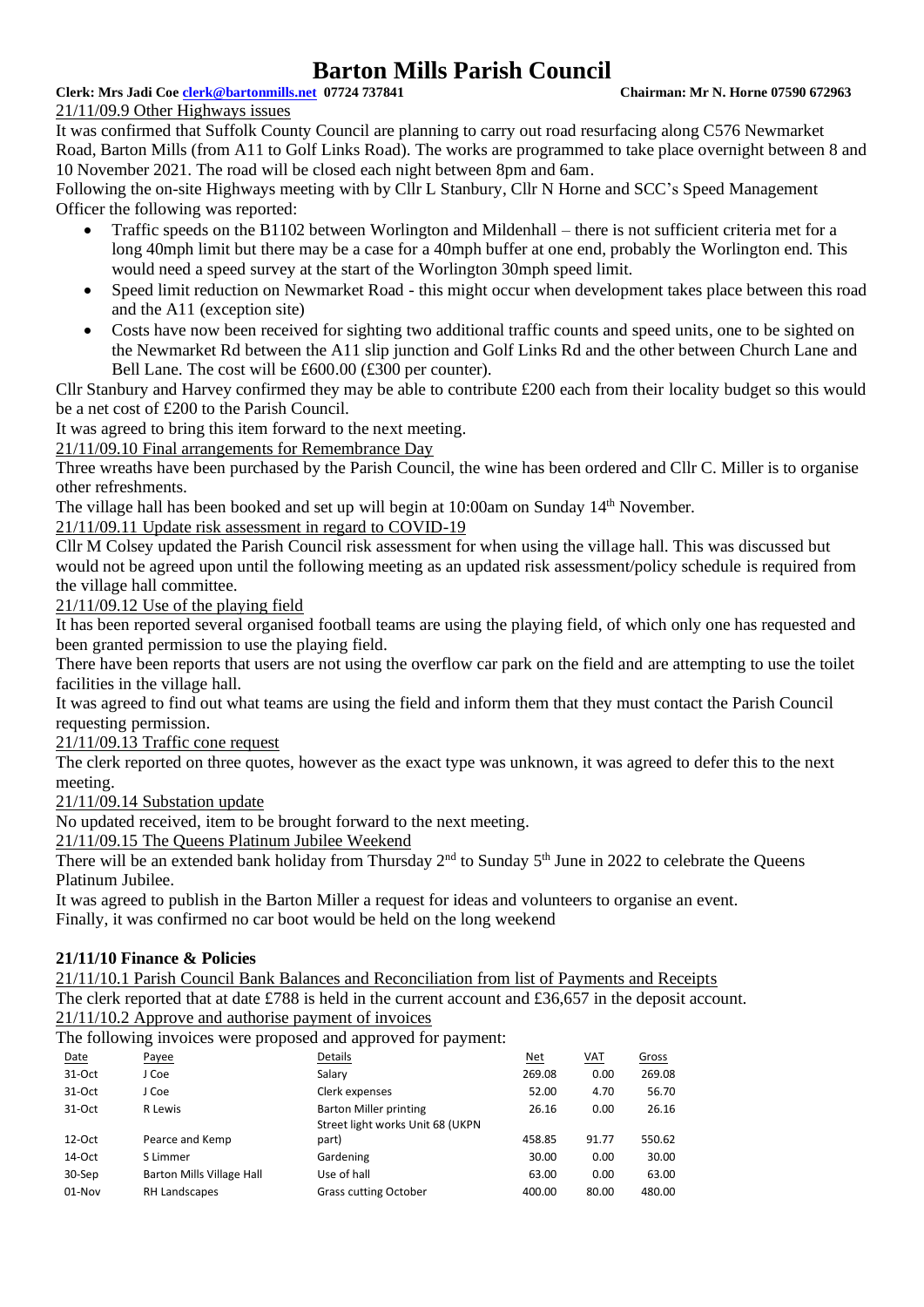21/11/09.9 Other Highways issues

It was confirmed that Suffolk County Council are planning to carry out road resurfacing along C576 Newmarket Road, Barton Mills (from A11 to Golf Links Road). The works are programmed to take place overnight between 8 and 10 November 2021. The road will be closed each night between 8pm and 6am.

Following the on-site Highways meeting with by Cllr L Stanbury, Cllr N Horne and SCC's Speed Management Officer the following was reported:

- Traffic speeds on the B1102 between Worlington and Mildenhall – there is not sufficient criteria met for a long 40mph limit but there may be a case for a 40mph buffer at one end, probably the Worlington end. This would need a speed survey at the start of the Worlington 30mph speed limit.
- Speed limit reduction on Newmarket Road - this might occur when development takes place between this road and the A11 (exception site)
- Costs have now been received for sighting two additional traffic counts and speed units, one to be sighted on the Newmarket Rd between the A11 slip junction and Golf Links Rd and the other between Church Lane and Bell Lane. The cost will be £600.00 (£300 per counter).

Cllr Stanbury and Harvey confirmed they may be able to contribute £200 each from their locality budget so this would be a net cost of £200 to the Parish Council.

It was agreed to bring this item forward to the next meeting.

21/11/09.10 Final arrangements for Remembrance Day

Three wreaths have been purchased by the Parish Council, the wine has been ordered and Cllr C. Miller is to organise other refreshments.

The village hall has been booked and set up will begin at 10:00am on Sunday 14th November.

21/11/09.11 Update risk assessment in regard to COVID-19

Cllr M Colsey updated the Parish Council risk assessment for when using the village hall. This was discussed but would not be agreed upon until the following meeting as an updated risk assessment/policy schedule is required from the village hall committee.

21/11/09.12 Use of the playing field

It has been reported several organised football teams are using the playing field, of which only one has requested and been granted permission to use the playing field.

There have been reports that users are not using the overflow car park on the field and are attempting to use the toilet facilities in the village hall.

It was agreed to find out what teams are using the field and inform them that they must contact the Parish Council requesting permission.

21/11/09.13 Traffic cone request

The clerk reported on three quotes, however as the exact type was unknown, it was agreed to defer this to the next meeting.

21/11/09.14 Substation update

No updated received, item to be brought forward to the next meeting.

21/11/09.15 The Queens Platinum Jubilee Weekend

There will be an extended bank holiday from Thursday 2nd to Sunday 5th June in 2022 to celebrate the Queens Platinum Jubilee.

It was agreed to publish in the Barton Miller a request for ideas and volunteers to organise an event.

Finally, it was confirmed no car boot would be held on the long weekend

**21/11/10 Finance & Policies**

21/11/10.1 Parish Council Bank Balances and Reconciliation from list of Payments and Receipts

The clerk reported that at date £788 is held in the current account and £36,657 in the deposit account.

21/11/10.2 Approve and authorise payment of invoices

The following invoices were proposed and approved for payment:

| Date | Payee | Details | Net | VAT | Gross |
|---|---|---|---|---|---|
| 31-Oct | J Coe | Salary | 269.08 | 0.00 | 269.08 |
| 31-Oct | J Coe | Clerk expenses | 52.00 | 4.70 | 56.70 |
| 31-Oct | R Lewis | Barton Miller printing | 26.16 | 0.00 | 26.16 |
| 12-Oct | Pearce and Kemp | Street light works Unit 68 (UKPN part) | 458.85 | 91.77 | 550.62 |
| 14-Oct | S Limmer | Gardening | 30.00 | 0.00 | 30.00 |
| 30-Sep | Barton Mills Village Hall | Use of hall | 63.00 | 0.00 | 63.00 |
| 01-Nov | RH Landscapes | Grass cutting October | 400.00 | 80.00 | 480.00 |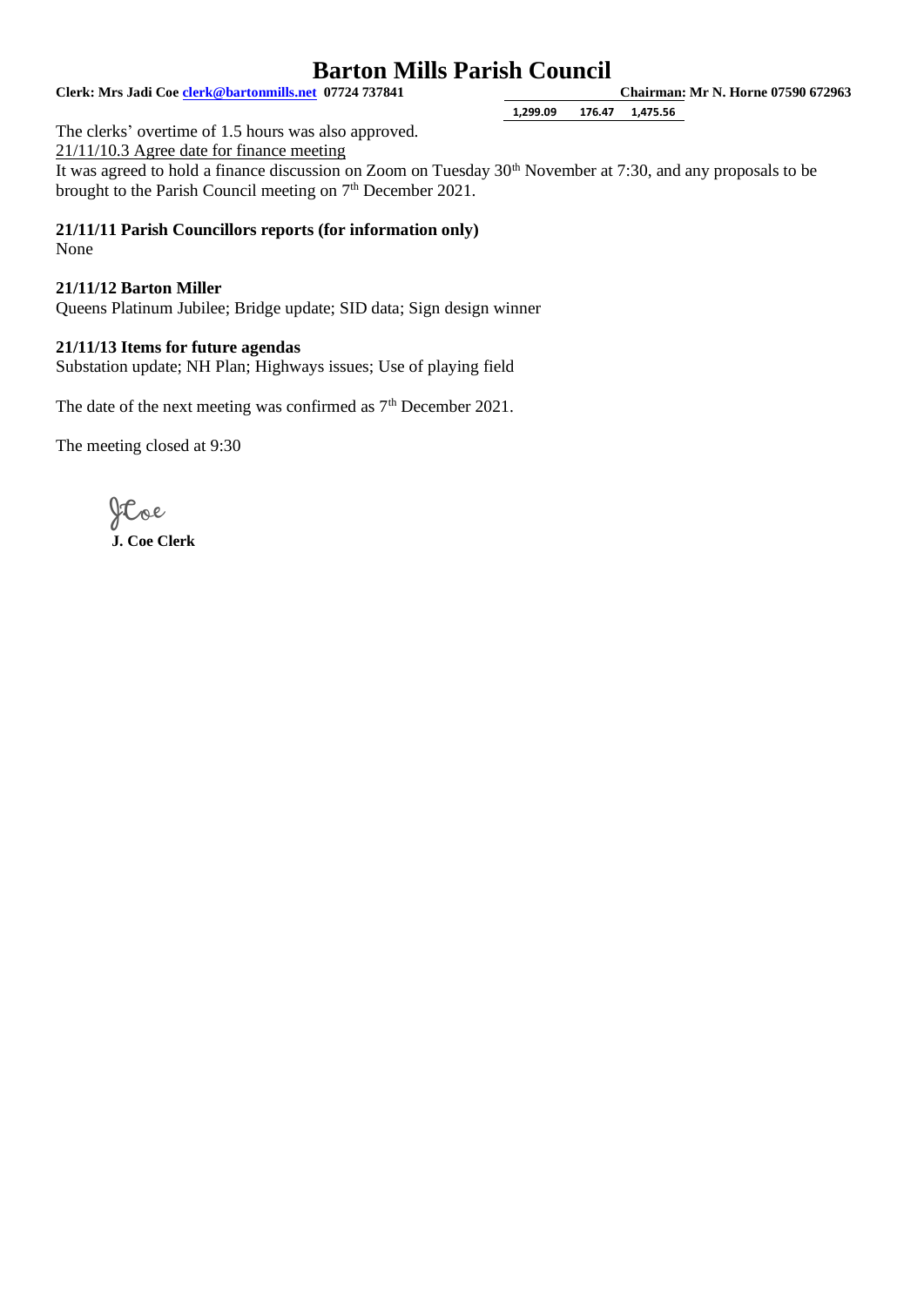| | | |
|---|---|---|
| 1,299.09 | 176.47 | 1,475.56 |

The clerks' overtime of 1.5 hours was also approved.

21/11/10.3 Agree date for finance meeting

It was agreed to hold a finance discussion on Zoom on Tuesday 30th November at 7:30, and any proposals to be brought to the Parish Council meeting on 7th December 2021.

**21/11/11 Parish Councillors reports (for information only)**

None

**21/11/12 Barton Miller**

Queens Platinum Jubilee; Bridge update; SID data; Sign design winner

**21/11/13 Items for future agendas**

Substation update; NH Plan; Highways issues; Use of playing field

The date of the next meeting was confirmed as 7th December 2021.

The meeting closed at 9:30

JCoe

**J. Coe Clerk**